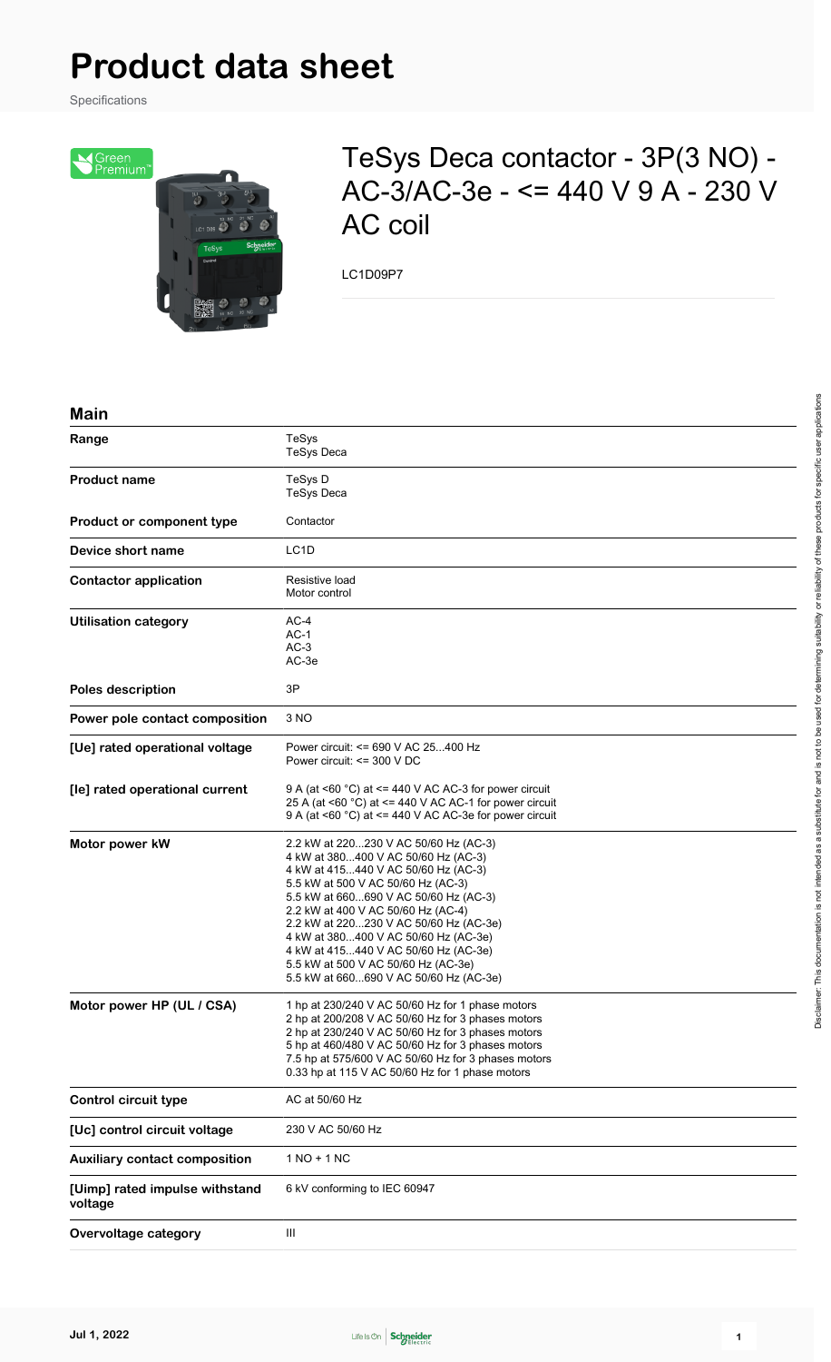# Product data sheet

Specifications

## TeSys Deca contactor - 3P(3 NO) - AC-3/AC-3e - <= 440 V 9 A - 230 V AC coil

LC1D09P7

### Main

| | |
|---|---|
| **Range** | TeSys<br>TeSys Deca |
| **Product name** | TeSys D<br>TeSys Deca |
| **Product or component type** | Contactor |
| **Device short name** | LC1D |
| **Contactor application** | Resistive load<br>Motor control |
| **Utilisation category** | AC-4<br>AC-1<br>AC-3<br>AC-3e |
| **Poles description** | 3P |
| **Power pole contact composition** | 3 NO |
| **[Ue] rated operational voltage** | Power circuit: <= 690 V AC 25...400 Hz<br>Power circuit: <= 300 V DC |
| **[Ie] rated operational current** | 9 A (at <60 °C) at <= 440 V AC AC-3 for power circuit<br>25 A (at <60 °C) at <= 440 V AC AC-1 for power circuit<br>9 A (at <60 °C) at <= 440 V AC AC-3e for power circuit |
| **Motor power kW** | 2.2 kW at 220...230 V AC 50/60 Hz (AC-3)<br>4 kW at 380...400 V AC 50/60 Hz (AC-3)<br>4 kW at 415...440 V AC 50/60 Hz (AC-3)<br>5.5 kW at 500 V AC 50/60 Hz (AC-3)<br>5.5 kW at 660...690 V AC 50/60 Hz (AC-3)<br>2.2 kW at 400 V AC 50/60 Hz (AC-4)<br>2.2 kW at 220...230 V AC 50/60 Hz (AC-3e)<br>4 kW at 380...400 V AC 50/60 Hz (AC-3e)<br>4 kW at 415...440 V AC 50/60 Hz (AC-3e)<br>5.5 kW at 500 V AC 50/60 Hz (AC-3e)<br>5.5 kW at 660...690 V AC 50/60 Hz (AC-3e) |
| **Motor power HP (UL / CSA)** | 1 hp at 230/240 V AC 50/60 Hz for 1 phase motors<br>2 hp at 200/208 V AC 50/60 Hz for 3 phases motors<br>2 hp at 230/240 V AC 50/60 Hz for 3 phases motors<br>5 hp at 460/480 V AC 50/60 Hz for 3 phases motors<br>7.5 hp at 575/600 V AC 50/60 Hz for 3 phases motors<br>0.33 hp at 115 V AC 50/60 Hz for 1 phase motors |
| **Control circuit type** | AC at 50/60 Hz |
| **[Uc] control circuit voltage** | 230 V AC 50/60 Hz |
| **Auxiliary contact composition** | 1 NO + 1 NC |
| **[Uimp] rated impulse withstand voltage** | 6 kV conforming to IEC 60947 |
| **Overvoltage category** | III |

Disclaimer: This documentation is not intended as a substitute for and is not to be used for determining suitability or reliability of these products for specific user applications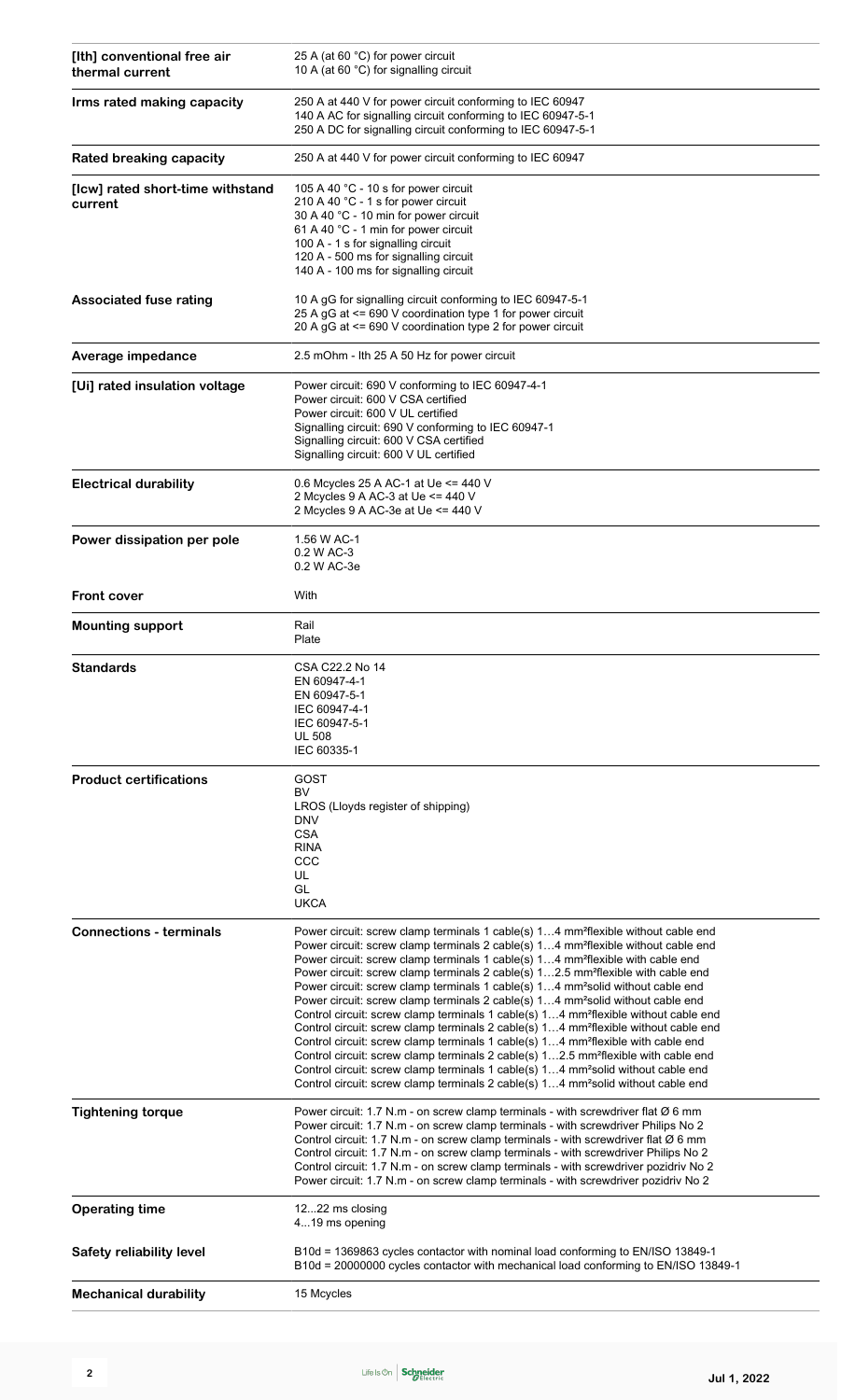| | |
|---|---|
| **[Ith] conventional free air thermal current** | 25 A (at 60 °C) for power circuit<br>10 A (at 60 °C) for signalling circuit |
| **Irms rated making capacity** | 250 A at 440 V for power circuit conforming to IEC 60947<br>140 A AC for signalling circuit conforming to IEC 60947-5-1<br>250 A DC for signalling circuit conforming to IEC 60947-5-1 |
| **Rated breaking capacity** | 250 A at 440 V for power circuit conforming to IEC 60947 |
| **[Icw] rated short-time withstand current** | 105 A 40 °C - 10 s for power circuit<br>210 A 40 °C - 1 s for power circuit<br>30 A 40 °C - 10 min for power circuit<br>61 A 40 °C - 1 min for power circuit<br>100 A - 1 s for signalling circuit<br>120 A - 500 ms for signalling circuit<br>140 A - 100 ms for signalling circuit |
| **Associated fuse rating** | 10 A gG for signalling circuit conforming to IEC 60947-5-1<br>25 A gG at <= 690 V coordination type 1 for power circuit<br>20 A gG at <= 690 V coordination type 2 for power circuit |
| **Average impedance** | 2.5 mOhm - Ith 25 A 50 Hz for power circuit |
| **[Ui] rated insulation voltage** | Power circuit: 690 V conforming to IEC 60947-4-1<br>Power circuit: 600 V CSA certified<br>Power circuit: 600 V UL certified<br>Signalling circuit: 690 V conforming to IEC 60947-1<br>Signalling circuit: 600 V CSA certified<br>Signalling circuit: 600 V UL certified |
| **Electrical durability** | 0.6 Mcycles 25 A AC-1 at Ue <= 440 V<br>2 Mcycles 9 A AC-3 at Ue <= 440 V<br>2 Mcycles 9 A AC-3e at Ue <= 440 V |
| **Power dissipation per pole** | 1.56 W AC-1<br>0.2 W AC-3<br>0.2 W AC-3e |
| **Front cover** | With |
| **Mounting support** | Rail<br>Plate |
| **Standards** | CSA C22.2 No 14<br>EN 60947-4-1<br>EN 60947-5-1<br>IEC 60947-4-1<br>IEC 60947-5-1<br>UL 508<br>IEC 60335-1 |
| **Product certifications** | GOST<br>BV<br>LROS (Lloyds register of shipping)<br>DNV<br>CSA<br>RINA<br>CCC<br>UL<br>GL<br>UKCA |
| **Connections - terminals** | Power circuit: screw clamp terminals 1 cable(s) 1…4 mm²flexible without cable end<br>Power circuit: screw clamp terminals 2 cable(s) 1…4 mm²flexible without cable end<br>Power circuit: screw clamp terminals 1 cable(s) 1…4 mm²flexible with cable end<br>Power circuit: screw clamp terminals 2 cable(s) 1…2.5 mm²flexible with cable end<br>Power circuit: screw clamp terminals 1 cable(s) 1…4 mm²solid without cable end<br>Power circuit: screw clamp terminals 2 cable(s) 1…4 mm²solid without cable end<br>Control circuit: screw clamp terminals 1 cable(s) 1…4 mm²flexible without cable end<br>Control circuit: screw clamp terminals 2 cable(s) 1…4 mm²flexible without cable end<br>Control circuit: screw clamp terminals 1 cable(s) 1…4 mm²flexible with cable end<br>Control circuit: screw clamp terminals 2 cable(s) 1…2.5 mm²flexible with cable end<br>Control circuit: screw clamp terminals 1 cable(s) 1…4 mm²solid without cable end<br>Control circuit: screw clamp terminals 2 cable(s) 1…4 mm²solid without cable end |
| **Tightening torque** | Power circuit: 1.7 N.m - on screw clamp terminals - with screwdriver flat Ø 6 mm<br>Power circuit: 1.7 N.m - on screw clamp terminals - with screwdriver Philips No 2<br>Control circuit: 1.7 N.m - on screw clamp terminals - with screwdriver flat Ø 6 mm<br>Control circuit: 1.7 N.m - on screw clamp terminals - with screwdriver Philips No 2<br>Control circuit: 1.7 N.m - on screw clamp terminals - with screwdriver pozidriv No 2<br>Power circuit: 1.7 N.m - on screw clamp terminals - with screwdriver pozidriv No 2 |
| **Operating time** | 12…22 ms closing<br>4…19 ms opening |
| **Safety reliability level** | B10d = 1369863 cycles contactor with nominal load conforming to EN/ISO 13849-1<br>B10d = 20000000 cycles contactor with mechanical load conforming to EN/ISO 13849-1 |
| **Mechanical durability** | 15 Mcycles |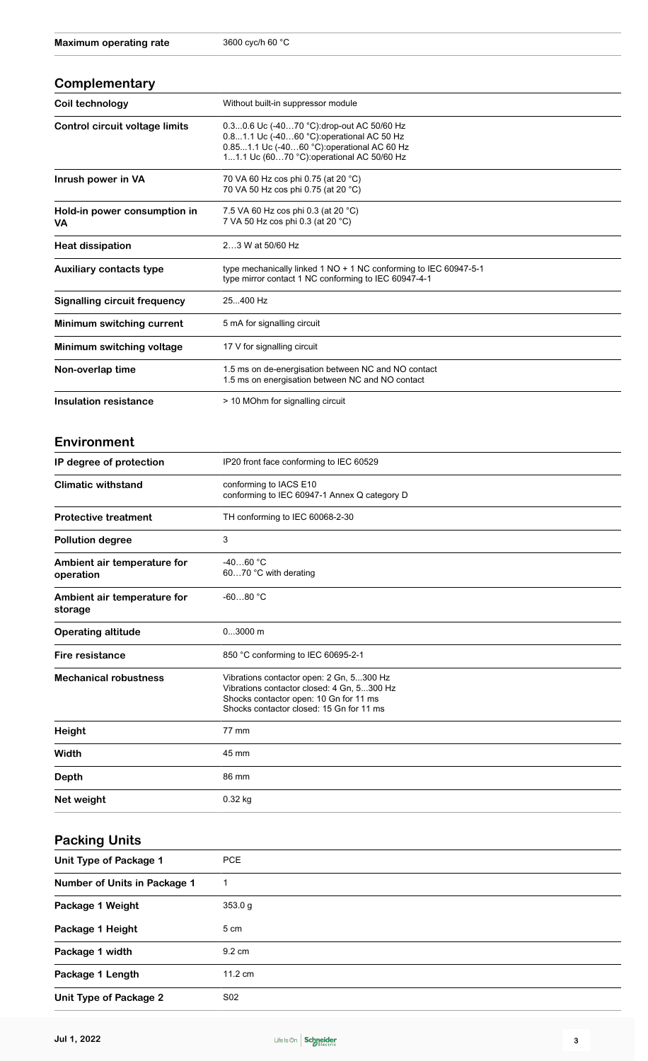| | |
|---|---|
| **Maximum operating rate** | 3600 cyc/h 60 °C |

## Complementary

| | |
|---|---|
| **Coil technology** | Without built-in suppressor module |
| **Control circuit voltage limits** | 0.3...0.6 Uc (-40…70 °C):drop-out AC 50/60 Hz<br>0.8...1.1 Uc (-40…60 °C):operational AC 50 Hz<br>0.85...1.1 Uc (-40…60 °C):operational AC 60 Hz<br>1...1.1 Uc (60…70 °C):operational AC 50/60 Hz |
| **Inrush power in VA** | 70 VA 60 Hz cos phi 0.75 (at 20 °C)<br>70 VA 50 Hz cos phi 0.75 (at 20 °C) |
| **Hold-in power consumption in VA** | 7.5 VA 60 Hz cos phi 0.3 (at 20 °C)<br>7 VA 50 Hz cos phi 0.3 (at 20 °C) |
| **Heat dissipation** | 2…3 W at 50/60 Hz |
| **Auxiliary contacts type** | type mechanically linked 1 NO + 1 NC conforming to IEC 60947-5-1<br>type mirror contact 1 NC conforming to IEC 60947-4-1 |
| **Signalling circuit frequency** | 25...400 Hz |
| **Minimum switching current** | 5 mA for signalling circuit |
| **Minimum switching voltage** | 17 V for signalling circuit |
| **Non-overlap time** | 1.5 ms on de-energisation between NC and NO contact<br>1.5 ms on energisation between NC and NO contact |
| **Insulation resistance** | > 10 MOhm for signalling circuit |

## Environment

| | |
|---|---|
| **IP degree of protection** | IP20 front face conforming to IEC 60529 |
| **Climatic withstand** | conforming to IACS E10<br>conforming to IEC 60947-1 Annex Q category D |
| **Protective treatment** | TH conforming to IEC 60068-2-30 |
| **Pollution degree** | 3 |
| **Ambient air temperature for operation** | -40…60 °C<br>60…70 °C with derating |
| **Ambient air temperature for storage** | -60…80 °C |
| **Operating altitude** | 0...3000 m |
| **Fire resistance** | 850 °C conforming to IEC 60695-2-1 |
| **Mechanical robustness** | Vibrations contactor open: 2 Gn, 5...300 Hz<br>Vibrations contactor closed: 4 Gn, 5...300 Hz<br>Shocks contactor open: 10 Gn for 11 ms<br>Shocks contactor closed: 15 Gn for 11 ms |
| **Height** | 77 mm |
| **Width** | 45 mm |
| **Depth** | 86 mm |
| **Net weight** | 0.32 kg |

## Packing Units

| | |
|---|---|
| **Unit Type of Package 1** | PCE |
| **Number of Units in Package 1** | 1 |
| **Package 1 Weight** | 353.0 g |
| **Package 1 Height** | 5 cm |
| **Package 1 width** | 9.2 cm |
| **Package 1 Length** | 11.2 cm |
| **Unit Type of Package 2** | S02 |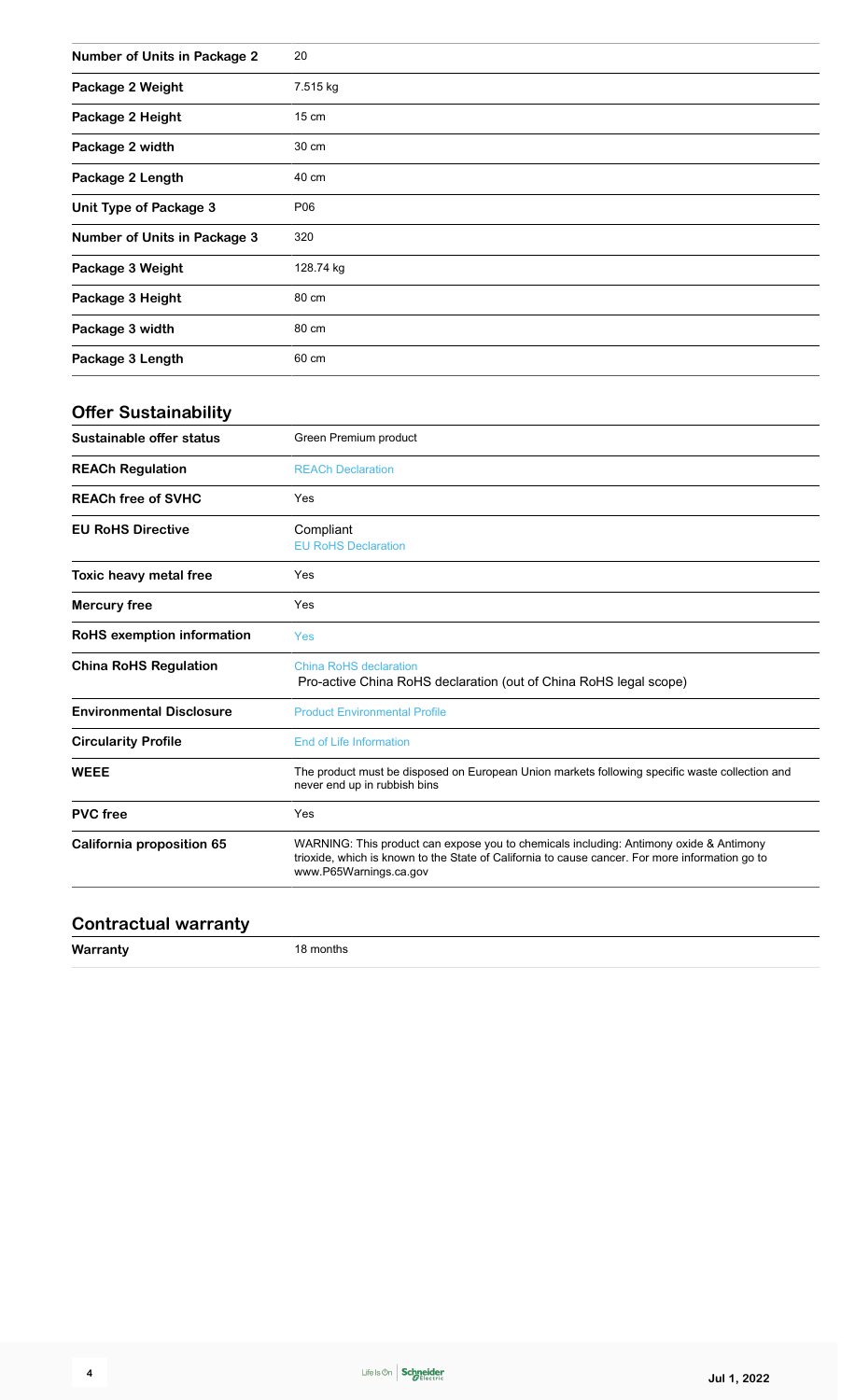| | |
|---|---|
| **Number of Units in Package 2** | 20 |
| **Package 2 Weight** | 7.515 kg |
| **Package 2 Height** | 15 cm |
| **Package 2 width** | 30 cm |
| **Package 2 Length** | 40 cm |
| **Unit Type of Package 3** | P06 |
| **Number of Units in Package 3** | 320 |
| **Package 3 Weight** | 128.74 kg |
| **Package 3 Height** | 80 cm |
| **Package 3 width** | 80 cm |
| **Package 3 Length** | 60 cm |

## Offer Sustainability

| | |
|---|---|
| **Sustainable offer status** | Green Premium product |
| **REACh Regulation** | REACh Declaration |
| **REACh free of SVHC** | Yes |
| **EU RoHS Directive** | Compliant<br>EU RoHS Declaration |
| **Toxic heavy metal free** | Yes |
| **Mercury free** | Yes |
| **RoHS exemption information** | Yes |
| **China RoHS Regulation** | China RoHS declaration<br>Pro-active China RoHS declaration (out of China RoHS legal scope) |
| **Environmental Disclosure** | Product Environmental Profile |
| **Circularity Profile** | End of Life Information |
| **WEEE** | The product must be disposed on European Union markets following specific waste collection and never end up in rubbish bins |
| **PVC free** | Yes |
| **California proposition 65** | WARNING: This product can expose you to chemicals including: Antimony oxide & Antimony trioxide, which is known to the State of California to cause cancer. For more information go to www.P65Warnings.ca.gov |

## Contractual warranty

| | |
|---|---|
| **Warranty** | 18 months |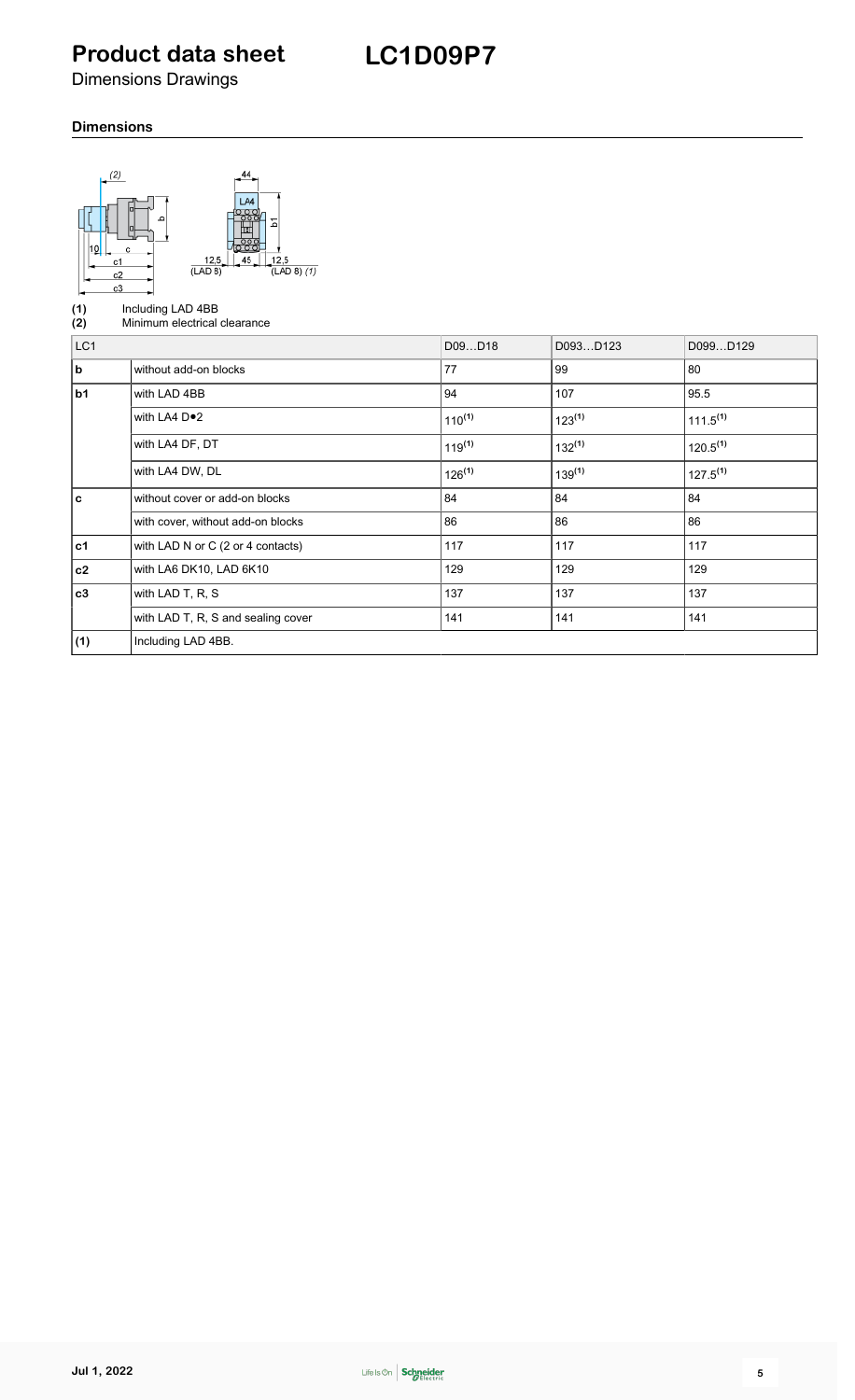# Product data sheet

Dimensions Drawings

# LC1D09P7

### Dimensions

(1) Including LAD 4BB
(2) Minimum electrical clearance

| LC1 | | D09…D18 | D093…D123 | D099…D129 |
|---|---|---|---|---|
| b | without add-on blocks | 77 | 99 | 80 |
| b1 | with LAD 4BB | 94 | 107 | 95.5 |
| | with LA4 D•2 | 110(1) | 123(1) | 111.5(1) |
| | with LA4 DF, DT | 119(1) | 132(1) | 120.5(1) |
| | with LA4 DW, DL | 126(1) | 139(1) | 127.5(1) |
| c | without cover or add-on blocks | 84 | 84 | 84 |
| | with cover, without add-on blocks | 86 | 86 | 86 |
| c1 | with LAD N or C (2 or 4 contacts) | 117 | 117 | 117 |
| c2 | with LA6 DK10, LAD 6K10 | 129 | 129 | 129 |
| c3 | with LAD T, R, S | 137 | 137 | 137 |
| | with LAD T, R, S and sealing cover | 141 | 141 | 141 |
| (1) | Including LAD 4BB. | | | |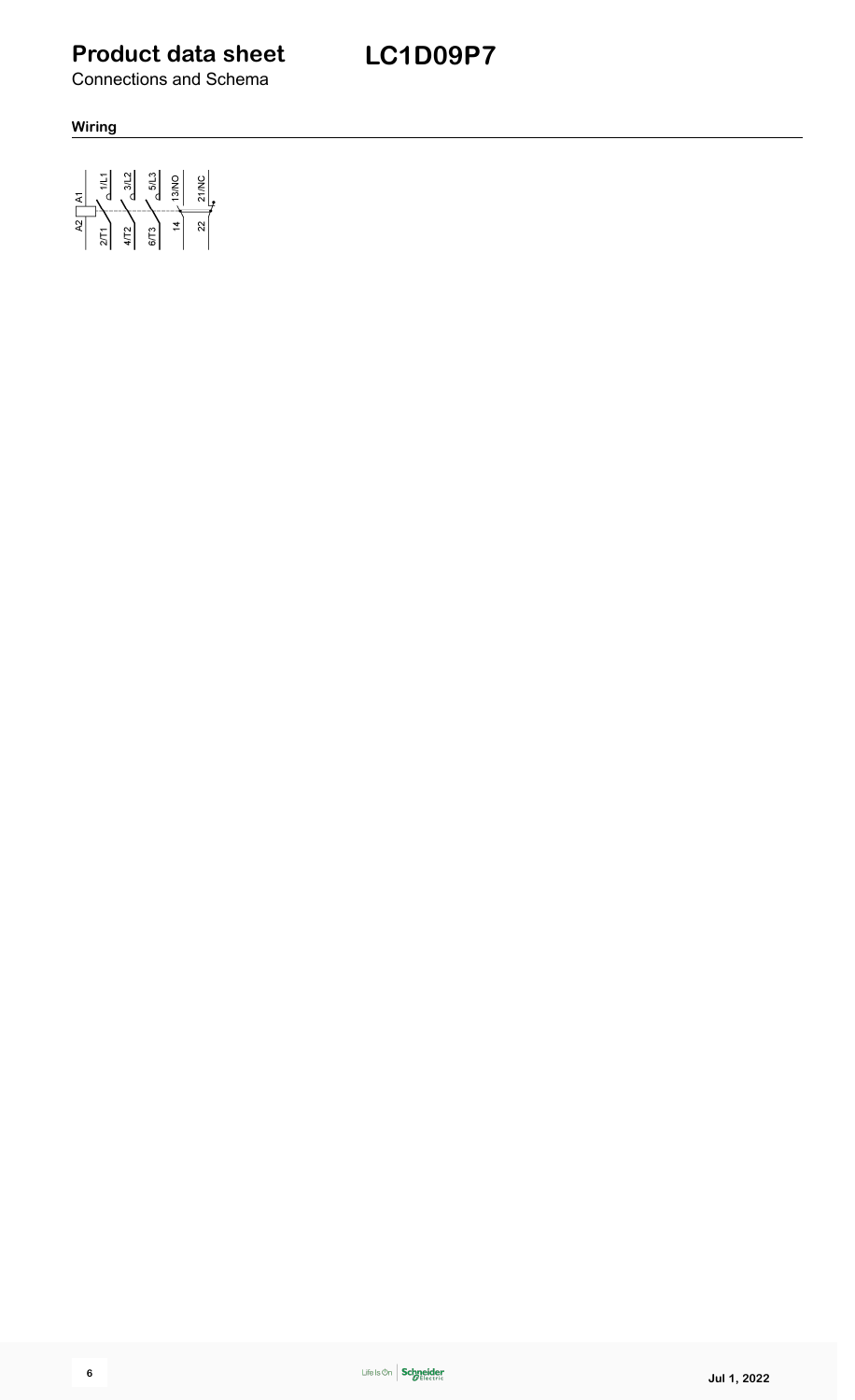# Product data sheet

# LC1D09P7

Connections and Schema

### Wiring

A1
A2
1/L1
2/T1
3/L2
4/T2
5/L3
6/T3
13/NO
14
21/NC
22